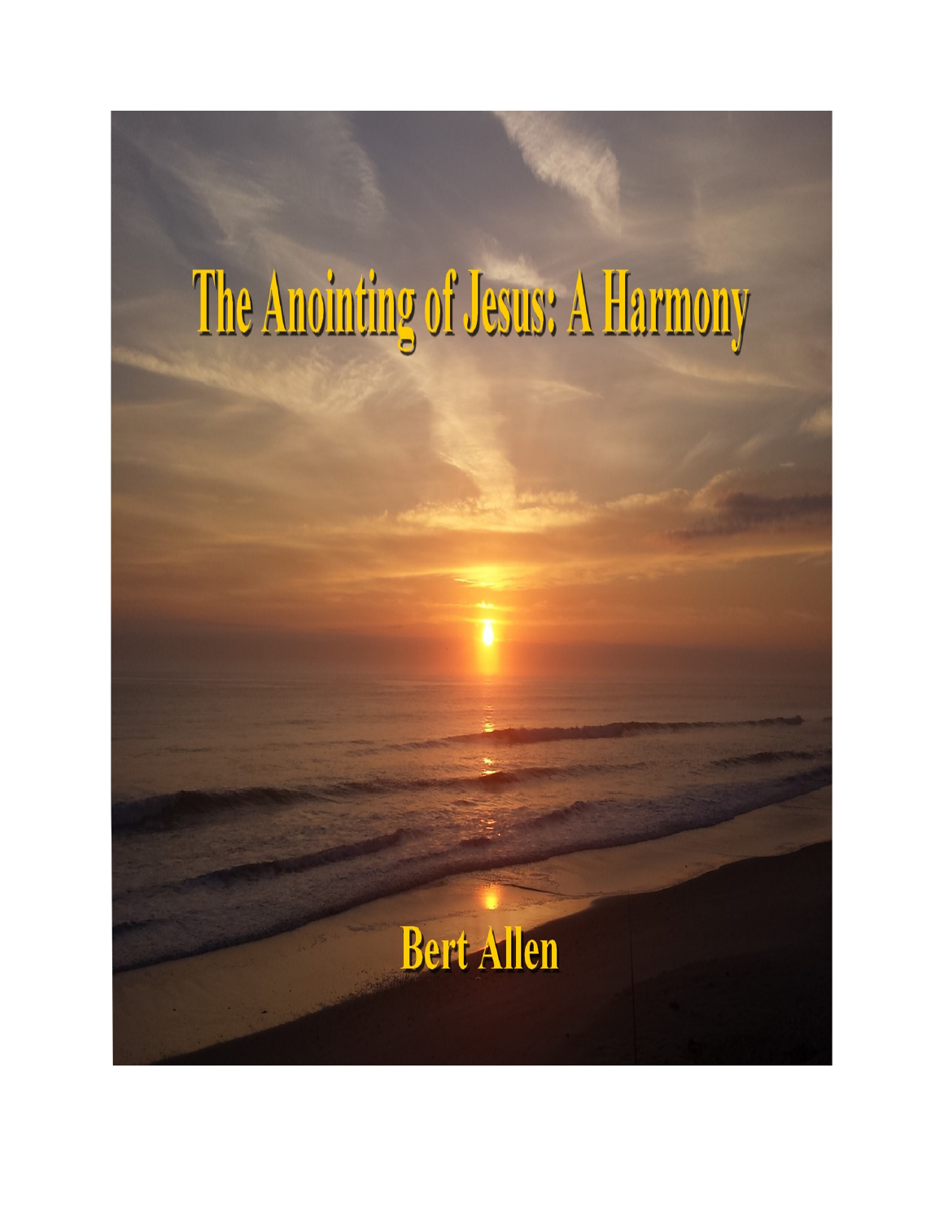# The Anointing of Jesus: A Harmony

Bert Allen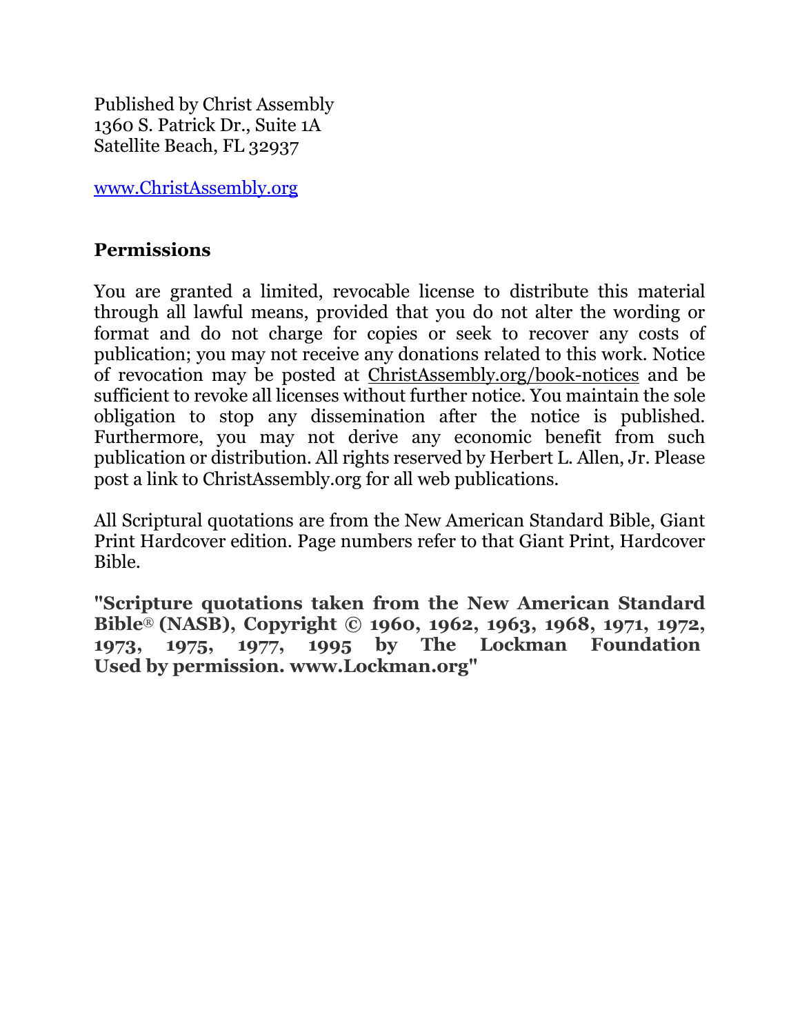Published by Christ Assembly
1360 S. Patrick Dr., Suite 1A
Satellite Beach, FL 32937

www.ChristAssembly.org

## Permissions

You are granted a limited, revocable license to distribute this material through all lawful means, provided that you do not alter the wording or format and do not charge for copies or seek to recover any costs of publication; you may not receive any donations related to this work. Notice of revocation may be posted at ChristAssembly.org/book-notices and be sufficient to revoke all licenses without further notice. You maintain the sole obligation to stop any dissemination after the notice is published. Furthermore, you may not derive any economic benefit from such publication or distribution. All rights reserved by Herbert L. Allen, Jr. Please post a link to ChristAssembly.org for all web publications.

All Scriptural quotations are from the New American Standard Bible, Giant Print Hardcover edition. Page numbers refer to that Giant Print, Hardcover Bible.

**"Scripture quotations taken from the New American Standard Bible® (NASB), Copyright © 1960, 1962, 1963, 1968, 1971, 1972, 1973, 1975, 1977, 1995 by The Lockman Foundation Used by permission. www.Lockman.org"**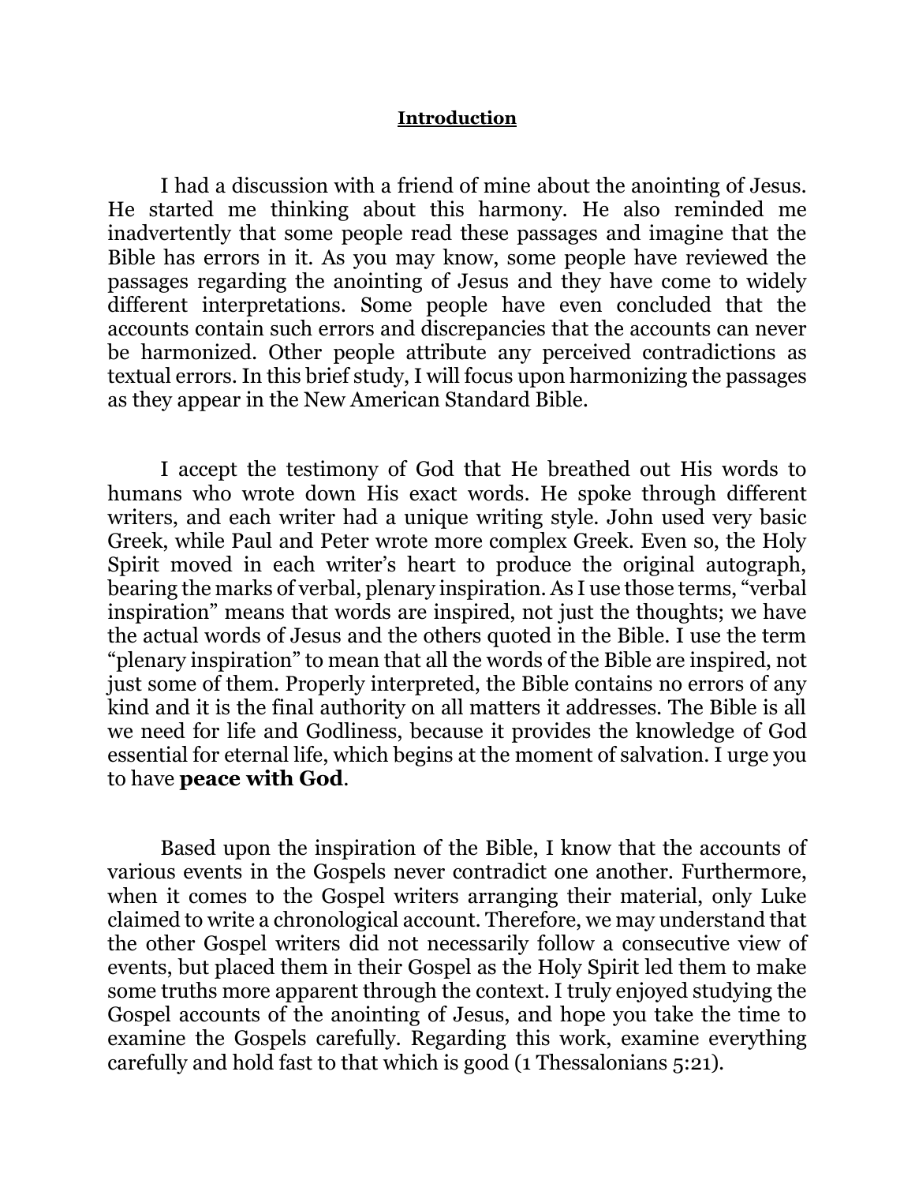# **Introduction**

I had a discussion with a friend of mine about the anointing of Jesus. He started me thinking about this harmony. He also reminded me inadvertently that some people read these passages and imagine that the Bible has errors in it. As you may know, some people have reviewed the passages regarding the anointing of Jesus and they have come to widely different interpretations. Some people have even concluded that the accounts contain such errors and discrepancies that the accounts can never be harmonized. Other people attribute any perceived contradictions as textual errors. In this brief study, I will focus upon harmonizing the passages as they appear in the New American Standard Bible.

I accept the testimony of God that He breathed out His words to humans who wrote down His exact words. He spoke through different writers, and each writer had a unique writing style. John used very basic Greek, while Paul and Peter wrote more complex Greek. Even so, the Holy Spirit moved in each writer's heart to produce the original autograph, bearing the marks of verbal, plenary inspiration. As I use those terms, "verbal inspiration" means that words are inspired, not just the thoughts; we have the actual words of Jesus and the others quoted in the Bible. I use the term "plenary inspiration" to mean that all the words of the Bible are inspired, not just some of them. Properly interpreted, the Bible contains no errors of any kind and it is the final authority on all matters it addresses. The Bible is all we need for life and Godliness, because it provides the knowledge of God essential for eternal life, which begins at the moment of salvation. I urge you to have **peace with God**.

Based upon the inspiration of the Bible, I know that the accounts of various events in the Gospels never contradict one another. Furthermore, when it comes to the Gospel writers arranging their material, only Luke claimed to write a chronological account. Therefore, we may understand that the other Gospel writers did not necessarily follow a consecutive view of events, but placed them in their Gospel as the Holy Spirit led them to make some truths more apparent through the context. I truly enjoyed studying the Gospel accounts of the anointing of Jesus, and hope you take the time to examine the Gospels carefully. Regarding this work, examine everything carefully and hold fast to that which is good (1 Thessalonians 5:21).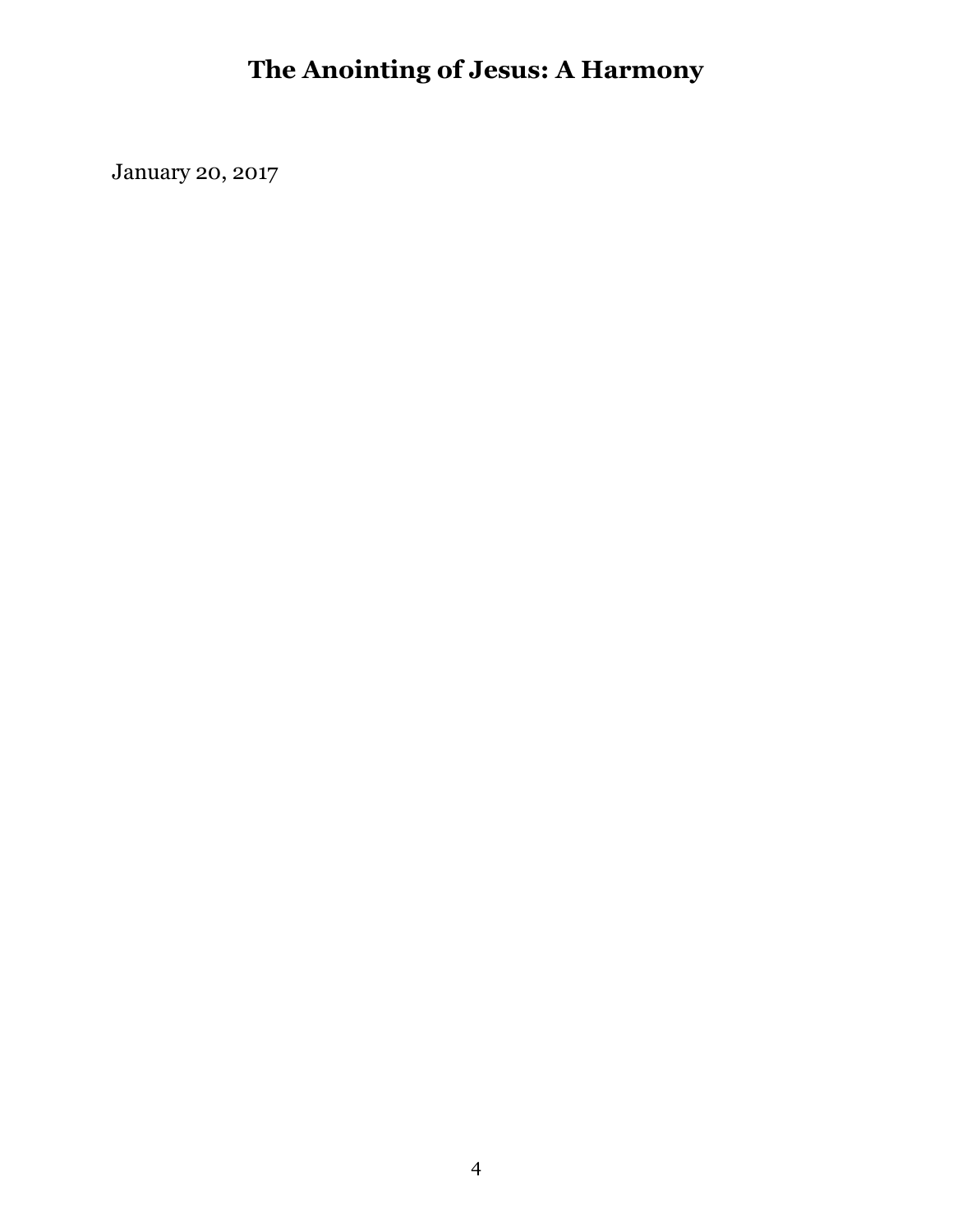# The Anointing of Jesus: A Harmony

January 20, 2017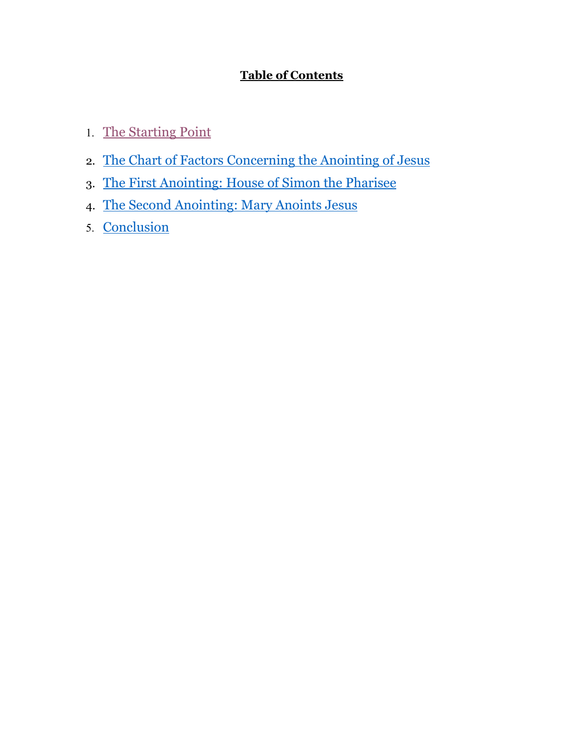**Table of Contents**

1. The Starting Point
2. The Chart of Factors Concerning the Anointing of Jesus
3. The First Anointing: House of Simon the Pharisee
4. The Second Anointing: Mary Anoints Jesus
5. Conclusion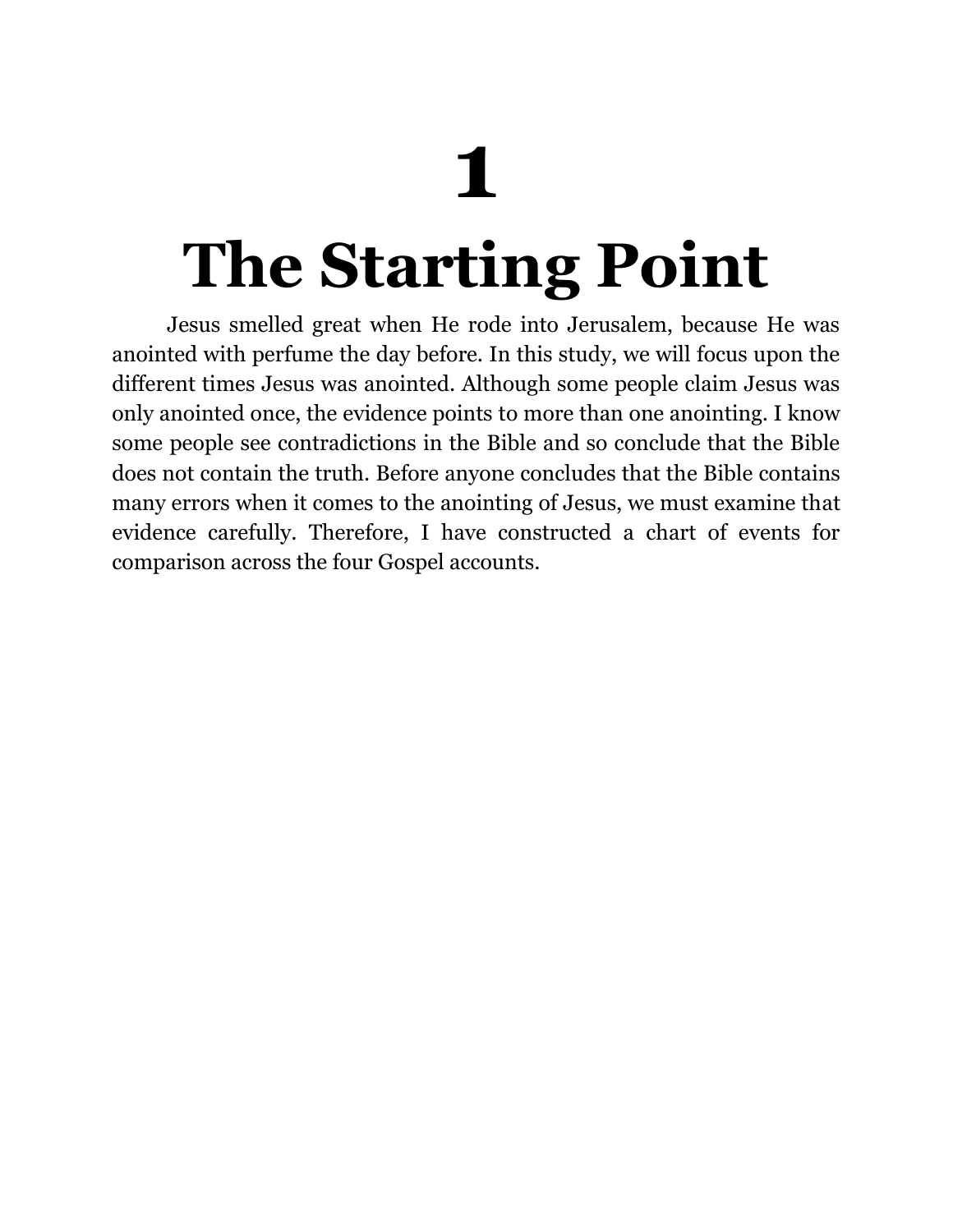# 1

# The Starting Point

Jesus smelled great when He rode into Jerusalem, because He was anointed with perfume the day before. In this study, we will focus upon the different times Jesus was anointed. Although some people claim Jesus was only anointed once, the evidence points to more than one anointing. I know some people see contradictions in the Bible and so conclude that the Bible does not contain the truth. Before anyone concludes that the Bible contains many errors when it comes to the anointing of Jesus, we must examine that evidence carefully. Therefore, I have constructed a chart of events for comparison across the four Gospel accounts.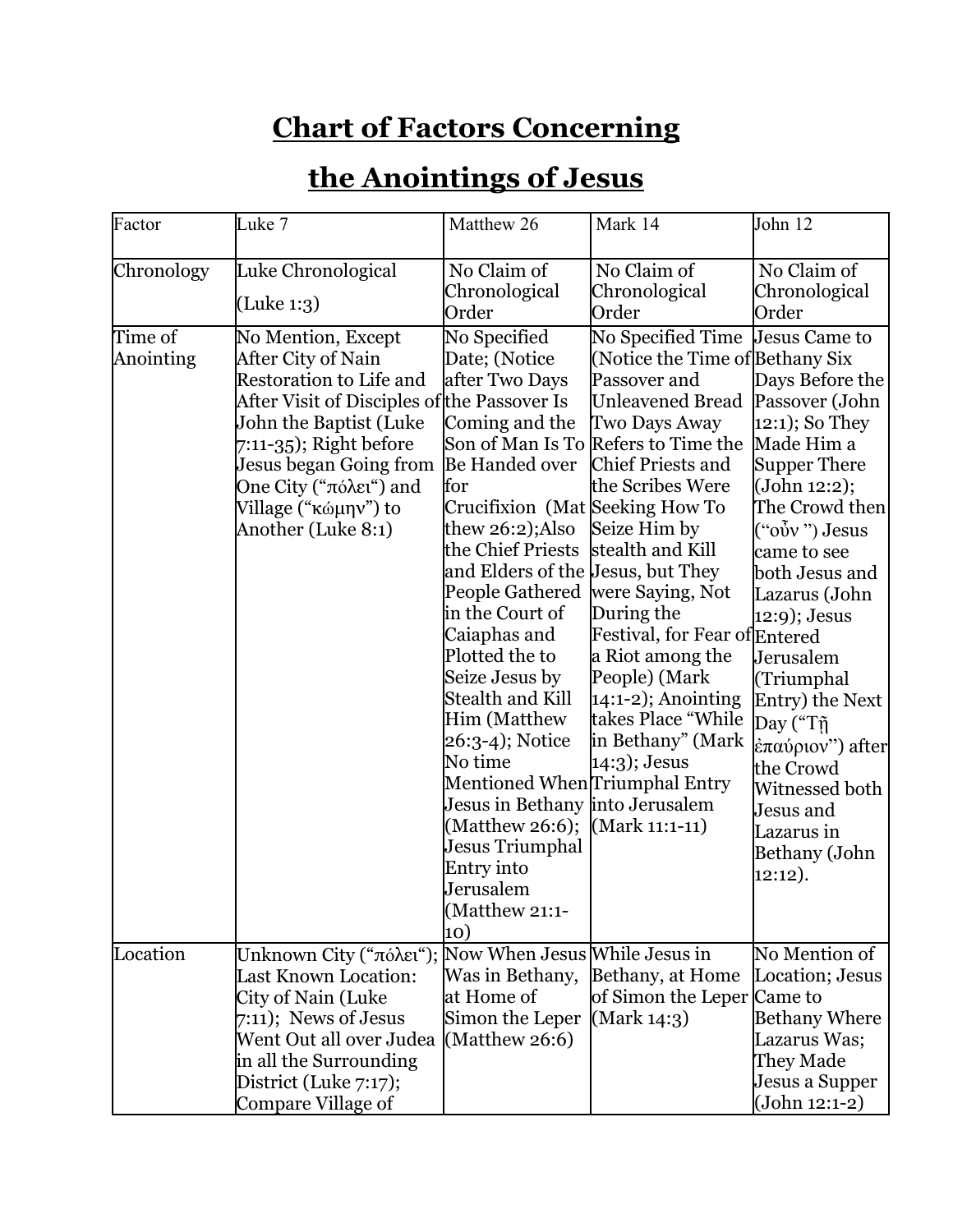# Chart of Factors Concerning

# the Anointings of Jesus

| Factor | Luke 7 | Matthew 26 | Mark 14 | John 12 |
|---|---|---|---|---|
| Chronology | Luke Chronological (Luke 1:3) | No Claim of Chronological Order | No Claim of Chronological Order | No Claim of Chronological Order |
| Time of Anointing | No Mention, Except After City of Nain Restoration to Life and After Visit of Disciples of John the Baptist (Luke 7:11-35); Right before Jesus began Going from One City ("πόλει") and Village ("κώμην") to Another (Luke 8:1) | No Specified Date; (Notice after Two Days the Passover Is Coming and the Son of Man Is To Be Handed over for Crucifixion (Matthew 26:2);Also the Chief Priests and Elders of the People Gathered in the Court of Caiaphas and Plotted the to Seize Jesus by Stealth and Kill Him (Matthew 26:3-4); Notice No time Mentioned When Jesus in Bethany (Matthew 26:6); Jesus Triumphal Entry into Jerusalem (Matthew 21:1-10) | No Specified Time (Notice the Time of Passover and Unleavened Bread Two Days Away Refers to Time the Chief Priests and the Scribes Were Seeking How To Seize Him by stealth and Kill Jesus, but They were Saying, Not During the Festival, for Fear of a Riot among the People) (Mark 14:1-2); Anointing takes Place "While in Bethany" (Mark 14:3); Jesus Triumphal Entry into Jerusalem (Mark 11:1-11) | Jesus Came to Bethany Six Days Before the Passover (John 12:1); So They Made Him a Supper There (John 12:2); The Crowd then ("οὖν ") Jesus came to see both Jesus and Lazarus (John 12:9); Jesus Entered Jerusalem (Triumphal Entry) the Next Day ("Τῇ ἐπαύριον") after the Crowd Witnessed both Jesus and Lazarus in Bethany (John 12:12). |
| Location | Unknown City ("πόλει"); Last Known Location: City of Nain (Luke 7:11); News of Jesus Went Out all over Judea in all the Surrounding District (Luke 7:17); Compare Village of | Now When Jesus Was in Bethany, at Home of Simon the Leper (Matthew 26:6) | While Jesus in Bethany, at Home of Simon the Leper (Mark 14:3) | No Mention of Location; Jesus Came to Bethany Where Lazarus Was; They Made Jesus a Supper (John 12:1-2) |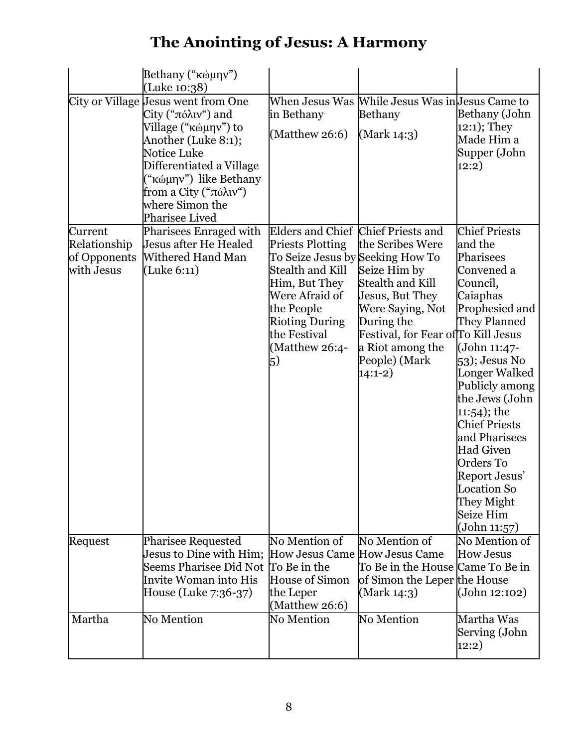# The Anointing of Jesus: A Harmony

| | | | | |
|---|---|---|---|---|
| | Bethany ("κώμην") (Luke 10:38) | | | |
| City or Village | Jesus went from One City ("πόλιν") and Village ("κώμην") to Another (Luke 8:1); Notice Luke Differentiated a Village ("κώμην") like Bethany from a City ("πόλιν") where Simon the Pharisee Lived | When Jesus Was in Bethany (Matthew 26:6) | While Jesus Was in Bethany (Mark 14:3) | Jesus Came to Bethany (John 12:1); They Made Him a Supper (John 12:2) |
| Current Relationship of Opponents with Jesus | Pharisees Enraged with Jesus after He Healed Withered Hand Man (Luke 6:11) | Elders and Chief Priests Plotting To Seize Jesus by Stealth and Kill Him, But They Were Afraid of the People Rioting During the Festival (Matthew 26:4-5) | Chief Priests and the Scribes Were Seeking How To Seize Him by Stealth and Kill Jesus, But They Were Saying, Not During the Festival, for Fear of a Riot among the People) (Mark 14:1-2) | Chief Priests and the Pharisees Convened a Council, Caiaphas Prophesied and They Planned To Kill Jesus (John 11:47-53); Jesus No Longer Walked Publicly among the Jews (John 11:54); the Chief Priests and Pharisees Had Given Orders To Report Jesus' Location So They Might Seize Him (John 11:57) |
| Request | Pharisee Requested Jesus to Dine with Him; Seems Pharisee Did Not Invite Woman into His House (Luke 7:36-37) | No Mention of How Jesus Came To Be in the House of Simon the Leper (Matthew 26:6) | No Mention of How Jesus Came To Be in the House of Simon the Leper (Mark 14:3) | No Mention of How Jesus Came To Be in the House (John 12:102) |
| Martha | No Mention | No Mention | No Mention | Martha Was Serving (John 12:2) |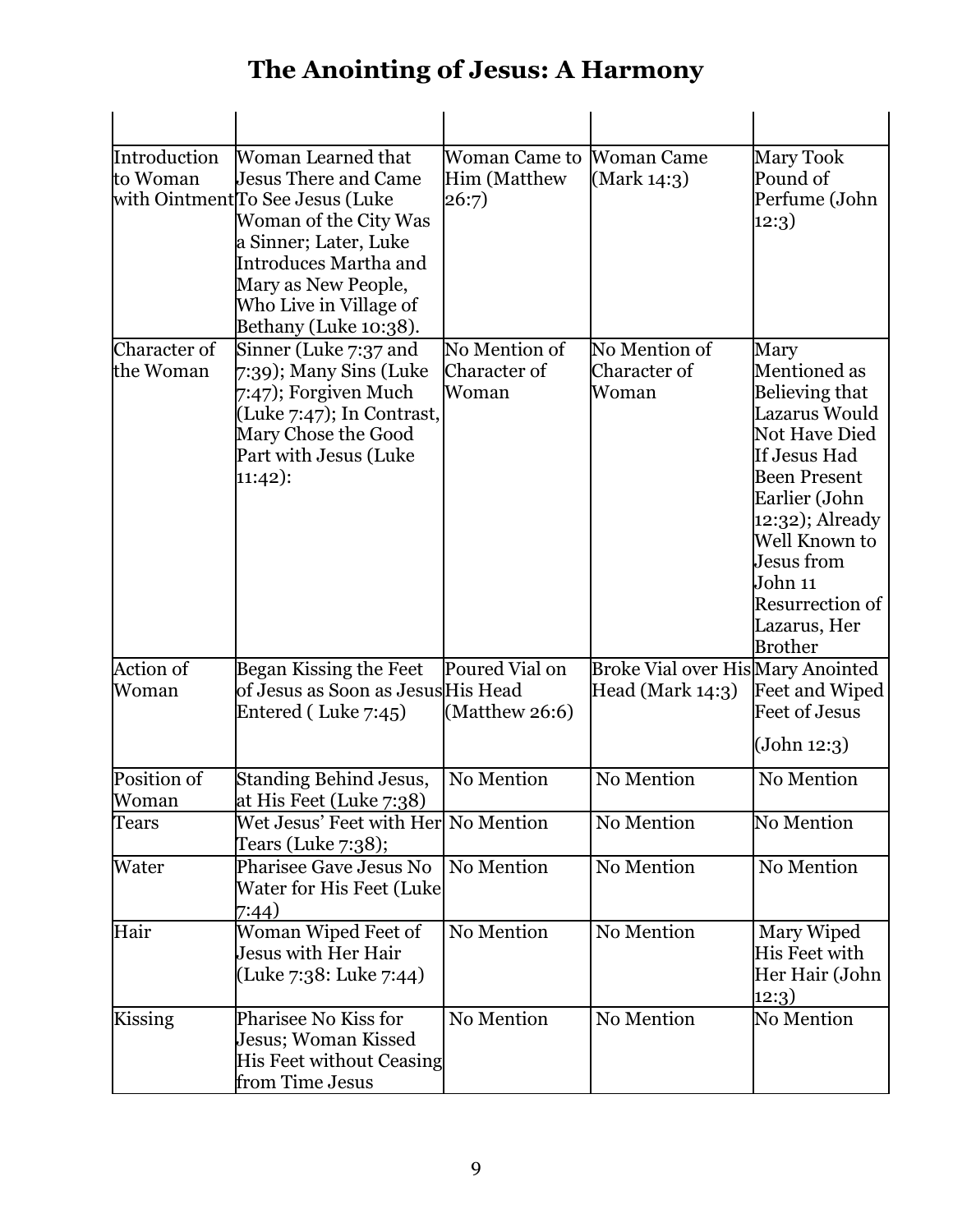# The Anointing of Jesus: A Harmony

| | | | | |
|---|---|---|---|---|
| Introduction to Woman with Ointment | Woman Learned that Jesus There and Came To See Jesus (Luke Woman of the City Was a Sinner; Later, Luke Introduces Martha and Mary as New People, Who Live in Village of Bethany (Luke 10:38). | Woman Came to Him (Matthew 26:7) | Woman Came (Mark 14:3) | Mary Took Pound of Perfume (John 12:3) |
| Character of the Woman | Sinner (Luke 7:37 and 7:39); Many Sins (Luke 7:47); Forgiven Much (Luke 7:47); In Contrast, Mary Chose the Good Part with Jesus (Luke 11:42): | No Mention of Character of Woman | No Mention of Character of Woman | Mary Mentioned as Believing that Lazarus Would Not Have Died If Jesus Had Been Present Earlier (John 12:32); Already Well Known to Jesus from John 11 Resurrection of Lazarus, Her Brother |
| Action of Woman | Began Kissing the Feet of Jesus as Soon as Jesus Entered ( Luke 7:45) | Poured Vial on His Head (Matthew 26:6) | Broke Vial over His Head (Mark 14:3) | Mary Anointed Feet and Wiped Feet of Jesus (John 12:3) |
| Position of Woman | Standing Behind Jesus, at His Feet (Luke 7:38) | No Mention | No Mention | No Mention |
| Tears | Wet Jesus' Feet with Her Tears (Luke 7:38); | No Mention | No Mention | No Mention |
| Water | Pharisee Gave Jesus No Water for His Feet (Luke 7:44) | No Mention | No Mention | No Mention |
| Hair | Woman Wiped Feet of Jesus with Her Hair (Luke 7:38: Luke 7:44) | No Mention | No Mention | Mary Wiped His Feet with Her Hair (John 12:3) |
| Kissing | Pharisee No Kiss for Jesus; Woman Kissed His Feet without Ceasing from Time Jesus | No Mention | No Mention | No Mention |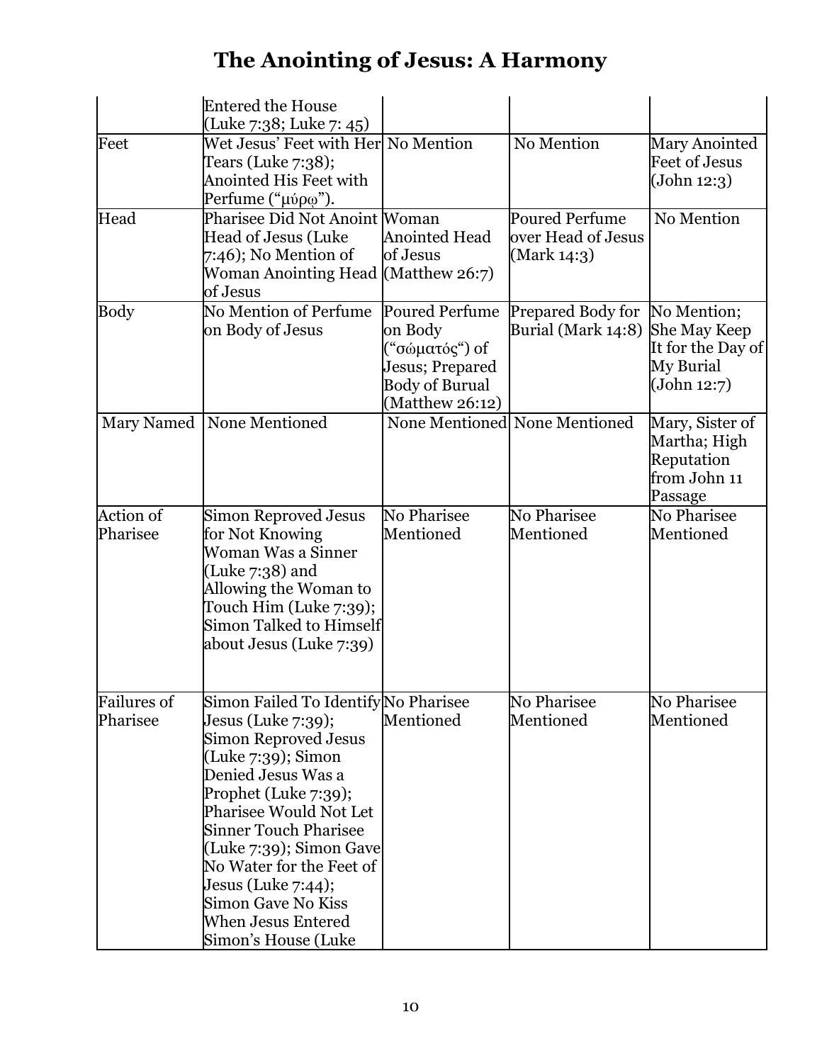# The Anointing of Jesus: A Harmony

| | | | | |
|---|---|---|---|---|
| | Entered the House (Luke 7:38; Luke 7: 45) | | | |
| Feet | Wet Jesus' Feet with Her Tears (Luke 7:38); Anointed His Feet with Perfume ("μύρῳ"). | No Mention | No Mention | Mary Anointed Feet of Jesus (John 12:3) |
| Head | Pharisee Did Not Anoint Head of Jesus (Luke 7:46); No Mention of Woman Anointing Head of Jesus | Woman Anointed Head of Jesus (Matthew 26:7) | Poured Perfume over Head of Jesus (Mark 14:3) | No Mention |
| Body | No Mention of Perfume on Body of Jesus | Poured Perfume on Body ("σώματός") of Jesus; Prepared Body of Burual (Matthew 26:12) | Prepared Body for Burial (Mark 14:8) | No Mention; She May Keep It for the Day of My Burial (John 12:7) |
| Mary Named | None Mentioned | None Mentioned | None Mentioned | Mary, Sister of Martha; High Reputation from John 11 Passage |
| Action of Pharisee | Simon Reproved Jesus for Not Knowing Woman Was a Sinner (Luke 7:38) and Allowing the Woman to Touch Him (Luke 7:39); Simon Talked to Himself about Jesus (Luke 7:39) | No Pharisee Mentioned | No Pharisee Mentioned | No Pharisee Mentioned |
| Failures of Pharisee | Simon Failed To Identify Jesus (Luke 7:39); Simon Reproved Jesus (Luke 7:39); Simon Denied Jesus Was a Prophet (Luke 7:39); Pharisee Would Not Let Sinner Touch Pharisee (Luke 7:39); Simon Gave No Water for the Feet of Jesus (Luke 7:44); Simon Gave No Kiss When Jesus Entered Simon's House (Luke | No Pharisee Mentioned | No Pharisee Mentioned | No Pharisee Mentioned |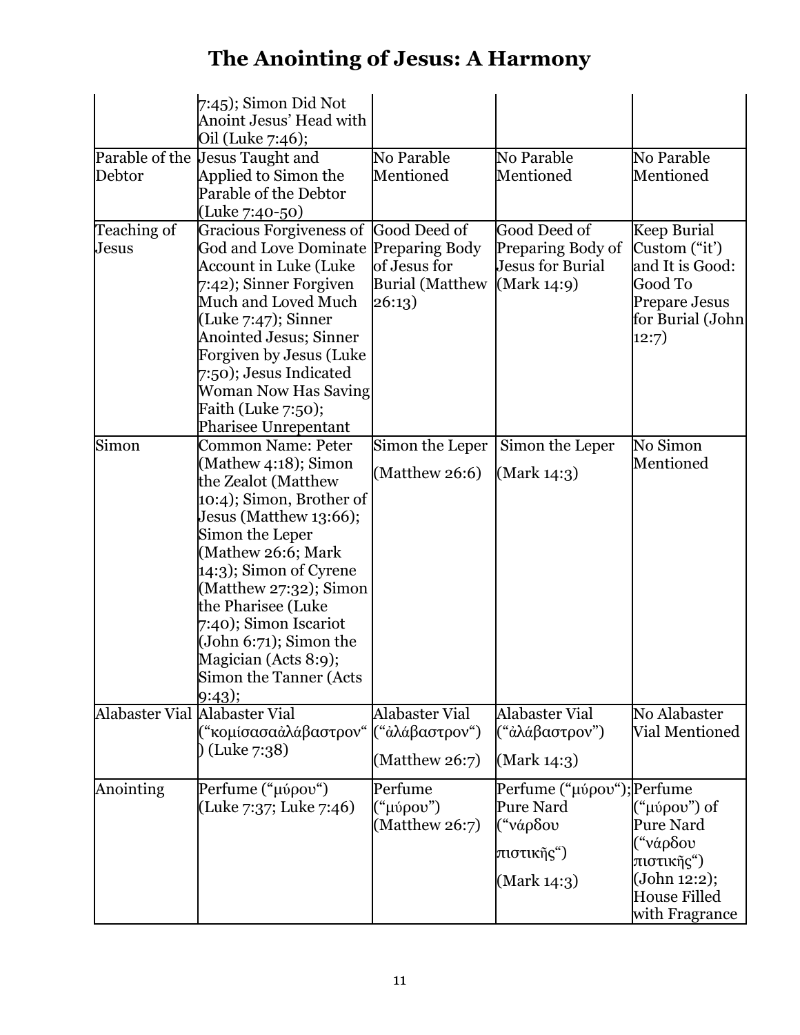# The Anointing of Jesus: A Harmony

| | | | | |
|---|---|---|---|---|
| | 7:45); Simon Did Not Anoint Jesus' Head with Oil (Luke 7:46); | | | |
| Parable of the Debtor | Jesus Taught and Applied to Simon the Parable of the Debtor (Luke 7:40-50) | No Parable Mentioned | No Parable Mentioned | No Parable Mentioned |
| Teaching of Jesus | Gracious Forgiveness of God and Love Dominate Account in Luke (Luke 7:42); Sinner Forgiven Much and Loved Much (Luke 7:47); Sinner Anointed Jesus; Sinner Forgiven by Jesus (Luke 7:50); Jesus Indicated Woman Now Has Saving Faith (Luke 7:50); Pharisee Unrepentant | Good Deed of Preparing Body of Jesus for Burial (Matthew 26:13) | Good Deed of Preparing Body of Jesus for Burial (Mark 14:9) | Keep Burial Custom ("it") and It is Good: Good To Prepare Jesus for Burial (John 12:7) |
| Simon | Common Name: Peter (Mathew 4:18); Simon the Zealot (Matthew 10:4); Simon, Brother of Jesus (Matthew 13:66); Simon the Leper (Mathew 26:6; Mark 14:3); Simon of Cyrene (Matthew 27:32); Simon the Pharisee (Luke 7:40); Simon Iscariot (John 6:71); Simon the Magician (Acts 8:9); Simon the Tanner (Acts 9:43); | Simon the Leper (Matthew 26:6) | Simon the Leper (Mark 14:3) | No Simon Mentioned |
| Alabaster Vial | Alabaster Vial ("κομίσασαἀλάβαστρον") (Luke 7:38) | Alabaster Vial ("ἀλάβαστρον") (Matthew 26:7) | Alabaster Vial ("ἀλάβαστρον") (Mark 14:3) | No Alabaster Vial Mentioned |
| Anointing | Perfume ("μύρου") (Luke 7:37; Luke 7:46) | Perfume ("μύρου") (Matthew 26:7) | Perfume ("μύρου"); Pure Nard ("νάρδου πιστικῆς") (Mark 14:3) | Perfume ("μύρου") of Pure Nard ("νάρδου πιστικῆς") (John 12:2); House Filled with Fragrance |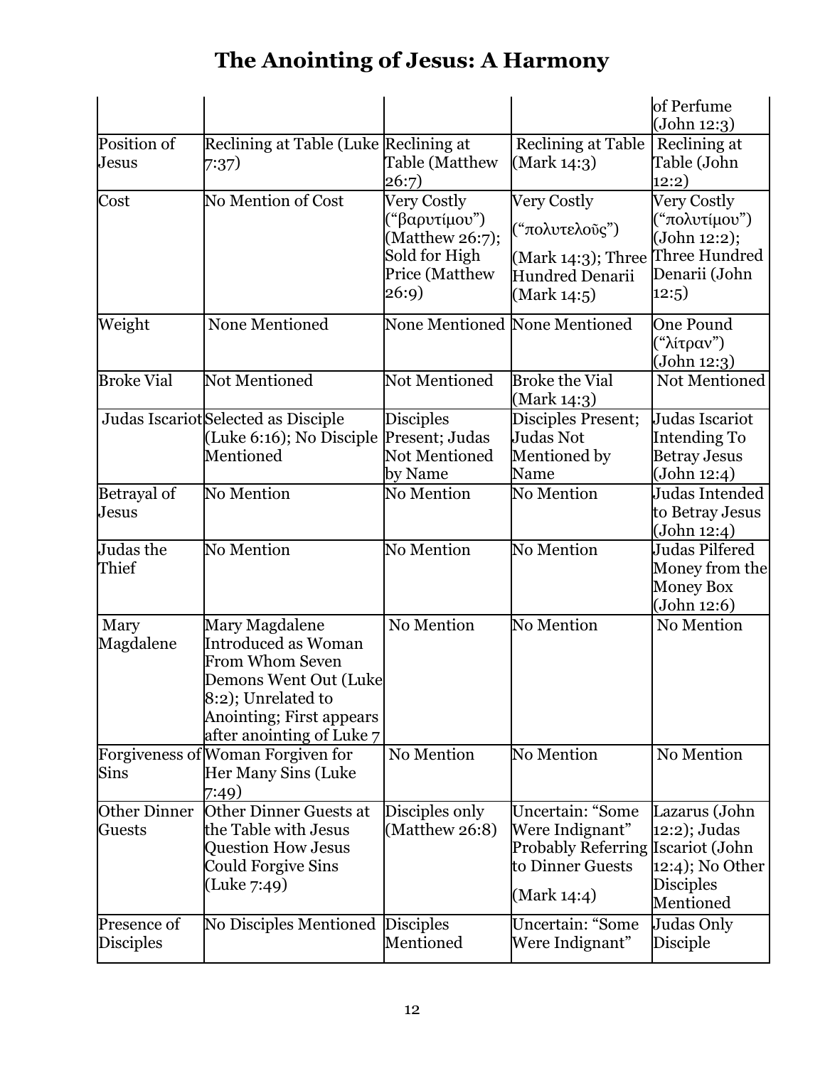# The Anointing of Jesus: A Harmony

| | | | | |
|---|---|---|---|---|
| | | | | of Perfume (John 12:3) |
| Position of Jesus | Reclining at Table (Luke 7:37) | Reclining at Table (Matthew 26:7) | Reclining at Table (Mark 14:3) | Reclining at Table (John 12:2) |
| Cost | No Mention of Cost | Very Costly ("βαρυτίμου") (Matthew 26:7); Sold for High Price (Matthew 26:9) | Very Costly ("πολυτελοῦς") (Mark 14:3); Three Hundred Denarii (Mark 14:5) | Very Costly ("πολυτίμου") (John 12:2); Three Hundred Denarii (John 12:5) |
| Weight | None Mentioned | None Mentioned | None Mentioned | One Pound ("λίτραν") (John 12:3) |
| Broke Vial | Not Mentioned | Not Mentioned | Broke the Vial (Mark 14:3) | Not Mentioned |
| Judas Iscariot | Selected as Disciple (Luke 6:16); No Disciple Mentioned | Disciples Present; Judas Not Mentioned by Name | Disciples Present; Judas Not Mentioned by Name | Judas Iscariot Intending To Betray Jesus (John 12:4) |
| Betrayal of Jesus | No Mention | No Mention | No Mention | Judas Intended to Betray Jesus (John 12:4) |
| Judas the Thief | No Mention | No Mention | No Mention | Judas Pilfered Money from the Money Box (John 12:6) |
| Mary Magdalene | Mary Magdalene Introduced as Woman From Whom Seven Demons Went Out (Luke 8:2); Unrelated to Anointing; First appears after anointing of Luke 7 | No Mention | No Mention | No Mention |
| Forgiveness of Sins | Woman Forgiven for Her Many Sins (Luke 7:49) | No Mention | No Mention | No Mention |
| Other Dinner Guests | Other Dinner Guests at the Table with Jesus Question How Jesus Could Forgive Sins (Luke 7:49) | Disciples only (Matthew 26:8) | Uncertain: "Some Were Indignant" Probably Referring to Dinner Guests (Mark 14:4) | Lazarus (John 12:2); Judas Iscariot (John 12:4); No Other Disciples Mentioned |
| Presence of Disciples | No Disciples Mentioned | Disciples Mentioned | Uncertain: "Some Were Indignant" | Judas Only Disciple |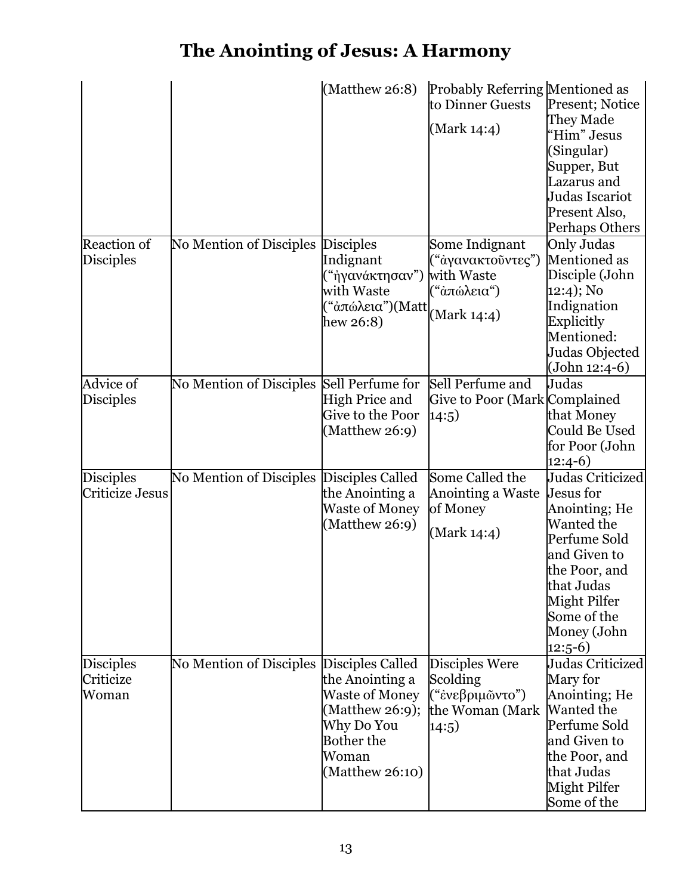# The Anointing of Jesus: A Harmony

| | | | | |
|---|---|---|---|---|
| | | (Matthew 26:8) | Probably Referring to Dinner Guests (Mark 14:4) | Mentioned as Present; Notice They Made "Him" Jesus (Singular) Supper, But Lazarus and Judas Iscariot Present Also, Perhaps Others |
| Reaction of Disciples | No Mention of Disciples | Disciples Indignant ("ἠγανάκτησαν") with Waste ("ἀπώλεια")(Matthew 26:8) | Some Indignant ("ἀγανακτοῦντες") with Waste ("ἀπώλεια") (Mark 14:4) | Only Judas Mentioned as Disciple (John 12:4); No Indignation Explicitly Mentioned: Judas Objected (John 12:4-6) |
| Advice of Disciples | No Mention of Disciples | Sell Perfume for High Price and Give to the Poor (Matthew 26:9) | Sell Perfume and Give to Poor (Mark 14:5) | Judas Complained that Money Could Be Used for Poor (John 12:4-6) |
| Disciples Criticize Jesus | No Mention of Disciples | Disciples Called the Anointing a Waste of Money (Matthew 26:9) | Some Called the Anointing a Waste of Money (Mark 14:4) | Judas Criticized Jesus for Anointing; He Wanted the Perfume Sold and Given to the Poor, and that Judas Might Pilfer Some of the Money (John 12:5-6) |
| Disciples Criticize Woman | No Mention of Disciples | Disciples Called the Anointing a Waste of Money (Matthew 26:9); Why Do You Bother the Woman (Matthew 26:10) | Disciples Were Scolding ("ἐνεβριμῶντο") the Woman (Mark 14:5) | Judas Criticized Mary for Anointing; He Wanted the Perfume Sold and Given to the Poor, and that Judas Might Pilfer Some of the |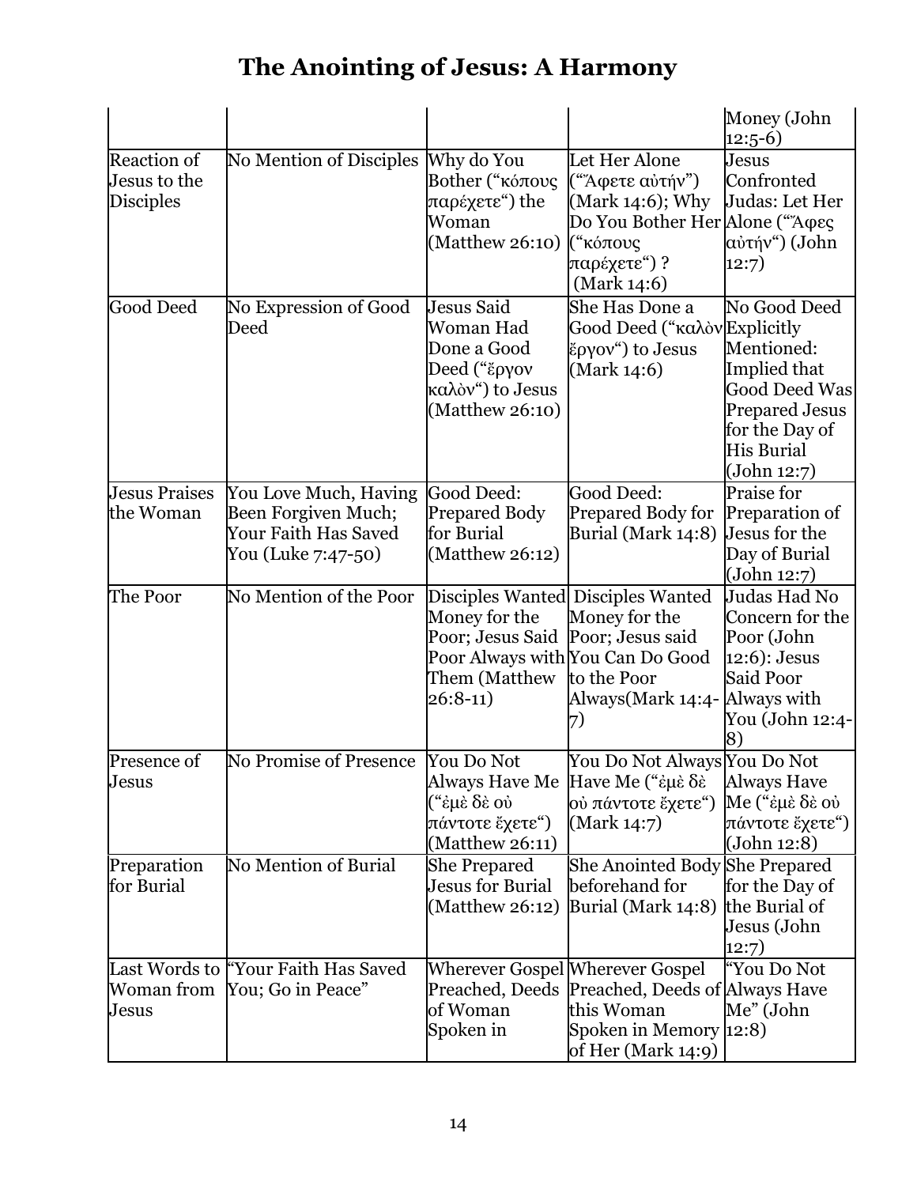# The Anointing of Jesus: A Harmony

| | | | | |
|---|---|---|---|---|
| | | | | Money (John 12:5-6) |
| Reaction of Jesus to the Disciples | No Mention of Disciples | Why do You Bother ("κόπους παρέχετε") the Woman (Matthew 26:10) | Let Her Alone ("Ἄφετε αὐτήν") (Mark 14:6); Why Do You Bother Her ("κόπους παρέχετε") ? (Mark 14:6) | Jesus Confronted Judas: Let Her Alone ("Ἄφες αὐτήν") (John 12:7) |
| Good Deed | No Expression of Good Deed | Jesus Said Woman Had Done a Good Deed ("ἔργον καλὸν") to Jesus (Matthew 26:10) | She Has Done a Good Deed ("καλὸν ἔργον") to Jesus (Mark 14:6) | No Good Deed Explicitly Mentioned: Implied that Good Deed Was Prepared Jesus for the Day of His Burial (John 12:7) |
| Jesus Praises the Woman | You Love Much, Having Been Forgiven Much; Your Faith Has Saved You (Luke 7:47-50) | Good Deed: Prepared Body for Burial (Matthew 26:12) | Good Deed: Prepared Body for Burial (Mark 14:8) | Praise for Preparation of Jesus for the Day of Burial (John 12:7) |
| The Poor | No Mention of the Poor | Disciples Wanted Money for the Poor; Jesus Said Poor Always with Them (Matthew 26:8-11) | Disciples Wanted Money for the Poor; Jesus said You Can Do Good to the Poor Always(Mark 14:4-7) | Judas Had No Concern for the Poor (John 12:6): Jesus Said Poor Always with You (John 12:4-8) |
| Presence of Jesus | No Promise of Presence | You Do Not Always Have Me ("ἐμὲ δὲ οὐ πάντοτε ἔχετε") (Matthew 26:11) | You Do Not Always Have Me ("ἐμὲ δὲ οὐ πάντοτε ἔχετε") (Mark 14:7) | You Do Not Always Have Me ("ἐμὲ δὲ οὐ πάντοτε ἔχετε") (John 12:8) |
| Preparation for Burial | No Mention of Burial | She Prepared Jesus for Burial (Matthew 26:12) | She Anointed Body beforehand for Burial (Mark 14:8) | She Prepared for the Day of the Burial of Jesus (John 12:7) |
| Last Words to Woman from Jesus | "Your Faith Has Saved You; Go in Peace" | Wherever Gospel Preached, Deeds of Woman Spoken in | Wherever Gospel Preached, Deeds of this Woman Spoken in Memory of Her (Mark 14:9) | "You Do Not Always Have Me" (John 12:8) |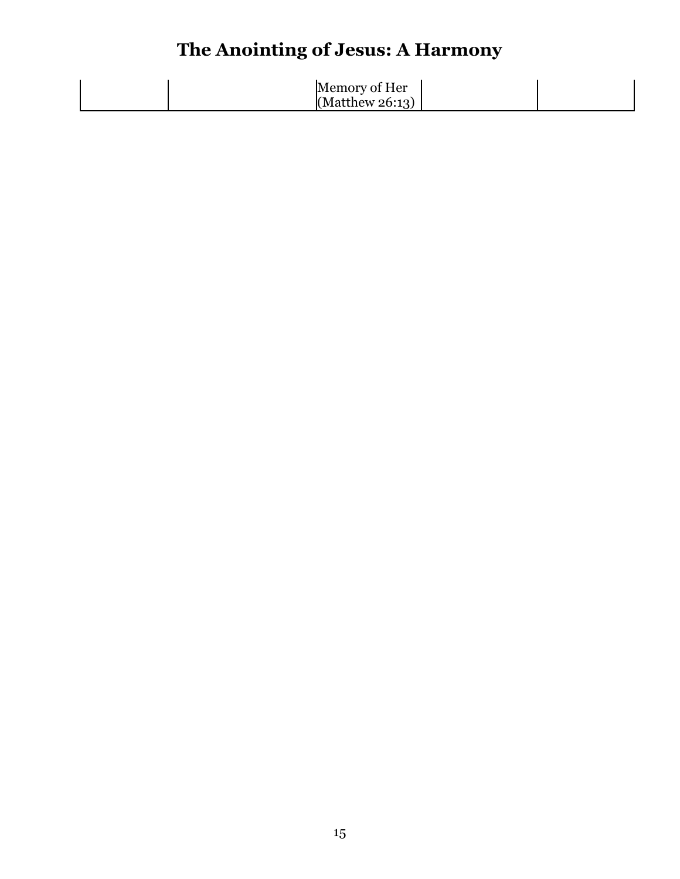| | | Memory of Her (Matthew 26:13) | | |
|---|---|---|---|---|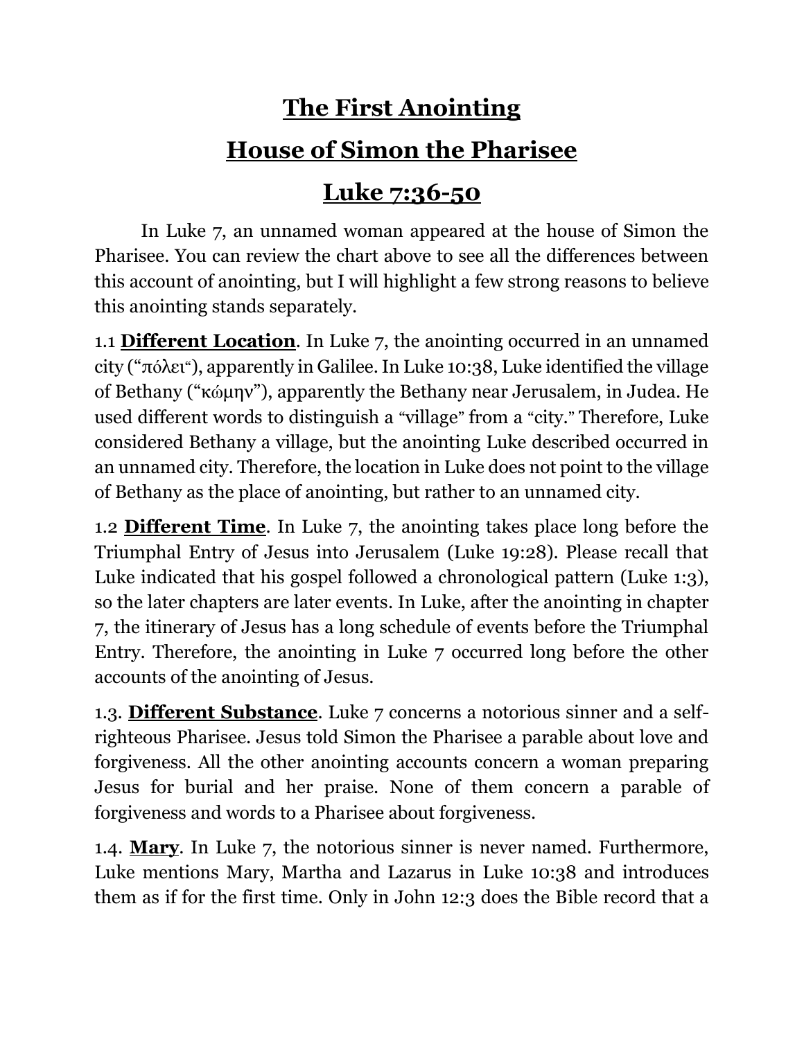# The First Anointing

# House of Simon the Pharisee

# Luke 7:36-50

In Luke 7, an unnamed woman appeared at the house of Simon the Pharisee. You can review the chart above to see all the differences between this account of anointing, but I will highlight a few strong reasons to believe this anointing stands separately.

1.1 **Different Location**. In Luke 7, the anointing occurred in an unnamed city ("πόλει"), apparently in Galilee. In Luke 10:38, Luke identified the village of Bethany ("κώμην"), apparently the Bethany near Jerusalem, in Judea. He used different words to distinguish a "village" from a "city." Therefore, Luke considered Bethany a village, but the anointing Luke described occurred in an unnamed city. Therefore, the location in Luke does not point to the village of Bethany as the place of anointing, but rather to an unnamed city.

1.2 **Different Time**. In Luke 7, the anointing takes place long before the Triumphal Entry of Jesus into Jerusalem (Luke 19:28). Please recall that Luke indicated that his gospel followed a chronological pattern (Luke 1:3), so the later chapters are later events. In Luke, after the anointing in chapter 7, the itinerary of Jesus has a long schedule of events before the Triumphal Entry. Therefore, the anointing in Luke 7 occurred long before the other accounts of the anointing of Jesus.

1.3. **Different Substance**. Luke 7 concerns a notorious sinner and a self-righteous Pharisee. Jesus told Simon the Pharisee a parable about love and forgiveness. All the other anointing accounts concern a woman preparing Jesus for burial and her praise. None of them concern a parable of forgiveness and words to a Pharisee about forgiveness.

1.4. **Mary**. In Luke 7, the notorious sinner is never named. Furthermore, Luke mentions Mary, Martha and Lazarus in Luke 10:38 and introduces them as if for the first time. Only in John 12:3 does the Bible record that a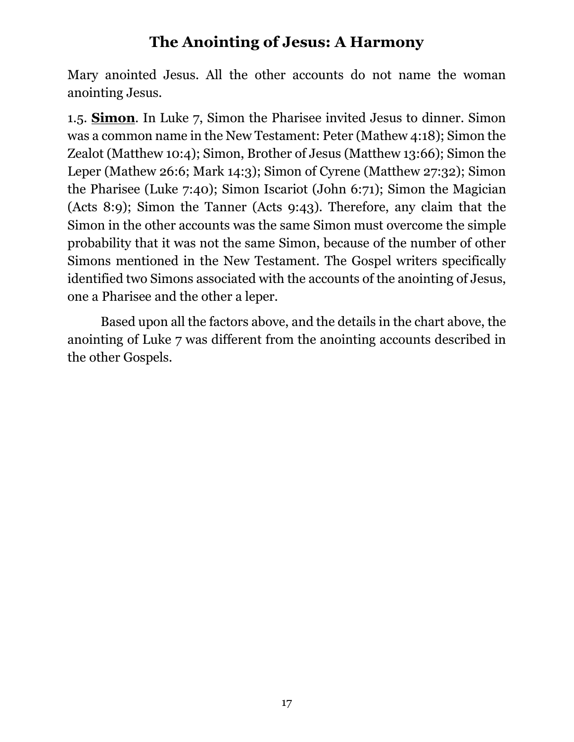Mary anointed Jesus. All the other accounts do not name the woman anointing Jesus.

1.5. **<u>Simon</u>**. In Luke 7, Simon the Pharisee invited Jesus to dinner. Simon was a common name in the New Testament: Peter (Mathew 4:18); Simon the Zealot (Matthew 10:4); Simon, Brother of Jesus (Matthew 13:66); Simon the Leper (Mathew 26:6; Mark 14:3); Simon of Cyrene (Matthew 27:32); Simon the Pharisee (Luke 7:40); Simon Iscariot (John 6:71); Simon the Magician (Acts 8:9); Simon the Tanner (Acts 9:43). Therefore, any claim that the Simon in the other accounts was the same Simon must overcome the simple probability that it was not the same Simon, because of the number of other Simons mentioned in the New Testament. The Gospel writers specifically identified two Simons associated with the accounts of the anointing of Jesus, one a Pharisee and the other a leper.

Based upon all the factors above, and the details in the chart above, the anointing of Luke 7 was different from the anointing accounts described in the other Gospels.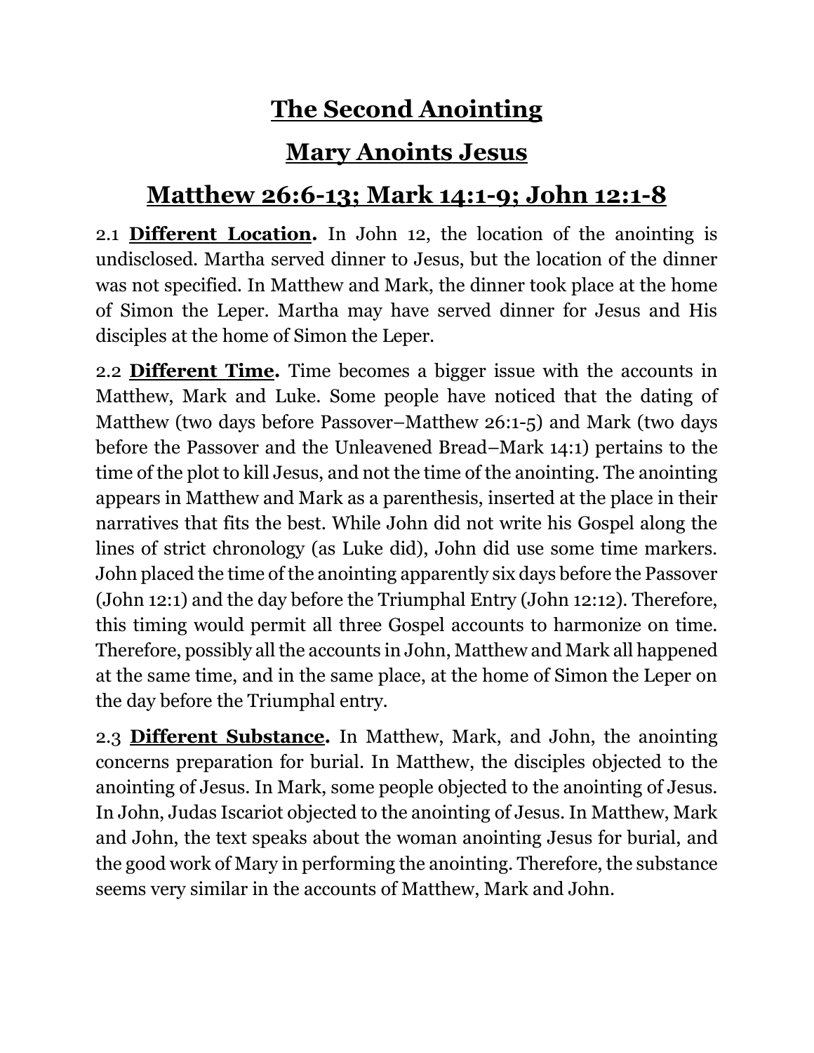# **The Second Anointing**

# **Mary Anoints Jesus**

# **Matthew 26:6-13; Mark 14:1-9; John 12:1-8**

2.1 **Different Location.** In John 12, the location of the anointing is undisclosed. Martha served dinner to Jesus, but the location of the dinner was not specified. In Matthew and Mark, the dinner took place at the home of Simon the Leper. Martha may have served dinner for Jesus and His disciples at the home of Simon the Leper.

2.2 **Different Time.** Time becomes a bigger issue with the accounts in Matthew, Mark and Luke. Some people have noticed that the dating of Matthew (two days before Passover–Matthew 26:1-5) and Mark (two days before the Passover and the Unleavened Bread–Mark 14:1) pertains to the time of the plot to kill Jesus, and not the time of the anointing. The anointing appears in Matthew and Mark as a parenthesis, inserted at the place in their narratives that fits the best. While John did not write his Gospel along the lines of strict chronology (as Luke did), John did use some time markers. John placed the time of the anointing apparently six days before the Passover (John 12:1) and the day before the Triumphal Entry (John 12:12). Therefore, this timing would permit all three Gospel accounts to harmonize on time. Therefore, possibly all the accounts in John, Matthew and Mark all happened at the same time, and in the same place, at the home of Simon the Leper on the day before the Triumphal entry.

2.3 **Different Substance.** In Matthew, Mark, and John, the anointing concerns preparation for burial. In Matthew, the disciples objected to the anointing of Jesus. In Mark, some people objected to the anointing of Jesus. In John, Judas Iscariot objected to the anointing of Jesus. In Matthew, Mark and John, the text speaks about the woman anointing Jesus for burial, and the good work of Mary in performing the anointing. Therefore, the substance seems very similar in the accounts of Matthew, Mark and John.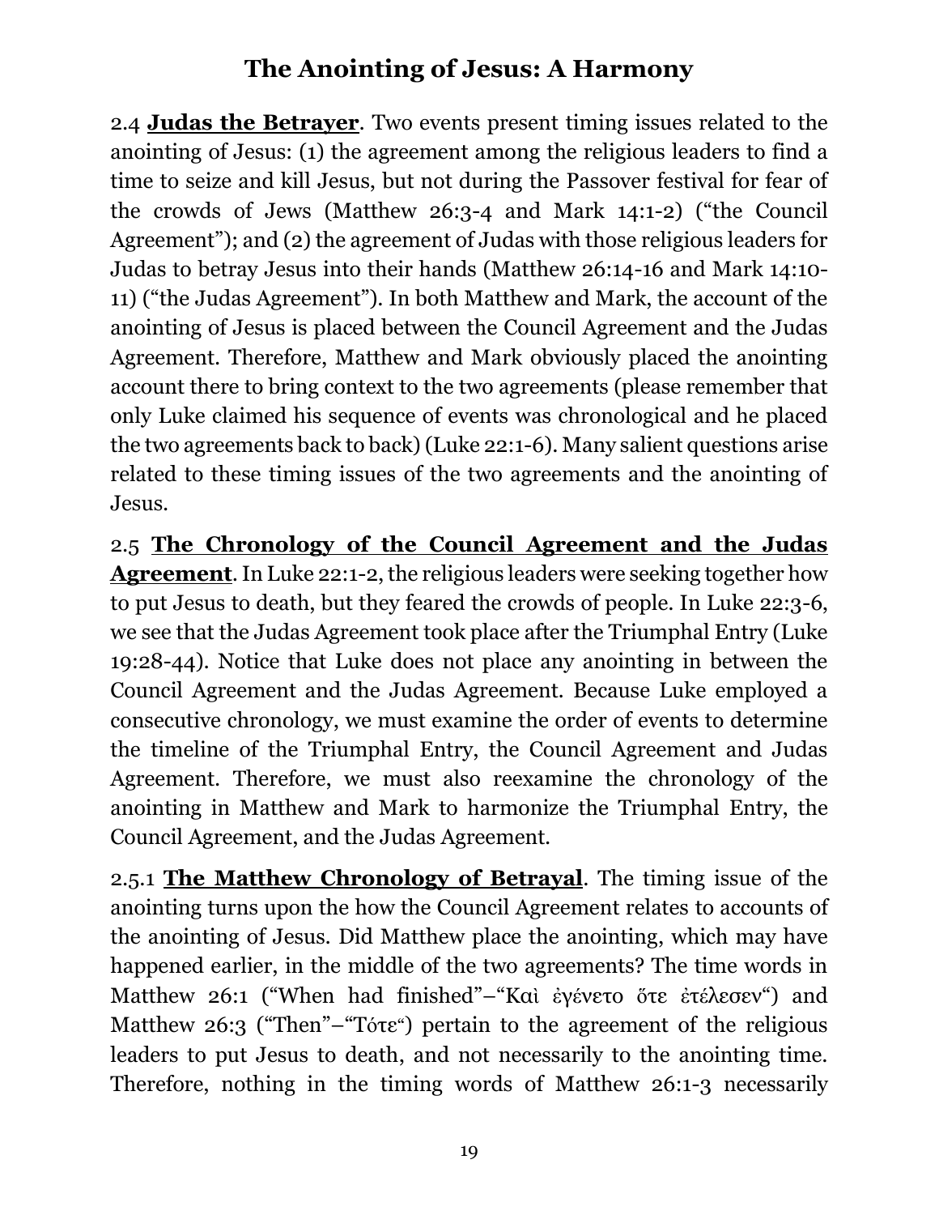# The Anointing of Jesus: A Harmony

2.4 **<u>Judas the Betrayer</u>**. Two events present timing issues related to the anointing of Jesus: (1) the agreement among the religious leaders to find a time to seize and kill Jesus, but not during the Passover festival for fear of the crowds of Jews (Matthew 26:3-4 and Mark 14:1-2) ("the Council Agreement"); and (2) the agreement of Judas with those religious leaders for Judas to betray Jesus into their hands (Matthew 26:14-16 and Mark 14:10-11) ("the Judas Agreement"). In both Matthew and Mark, the account of the anointing of Jesus is placed between the Council Agreement and the Judas Agreement. Therefore, Matthew and Mark obviously placed the anointing account there to bring context to the two agreements (please remember that only Luke claimed his sequence of events was chronological and he placed the two agreements back to back) (Luke 22:1-6). Many salient questions arise related to these timing issues of the two agreements and the anointing of Jesus.

2.5 **<u>The Chronology of the Council Agreement and the Judas Agreement</u>**. In Luke 22:1-2, the religious leaders were seeking together how to put Jesus to death, but they feared the crowds of people. In Luke 22:3-6, we see that the Judas Agreement took place after the Triumphal Entry (Luke 19:28-44). Notice that Luke does not place any anointing in between the Council Agreement and the Judas Agreement. Because Luke employed a consecutive chronology, we must examine the order of events to determine the timeline of the Triumphal Entry, the Council Agreement and Judas Agreement. Therefore, we must also reexamine the chronology of the anointing in Matthew and Mark to harmonize the Triumphal Entry, the Council Agreement, and the Judas Agreement.

2.5.1 **<u>The Matthew Chronology of Betrayal</u>**. The timing issue of the anointing turns upon the how the Council Agreement relates to accounts of the anointing of Jesus. Did Matthew place the anointing, which may have happened earlier, in the middle of the two agreements? The time words in Matthew 26:1 ("When had finished"–"Καὶ ἐγένετο ὅτε ἐτέλεσεν") and Matthew 26:3 ("Then"–"Τότε") pertain to the agreement of the religious leaders to put Jesus to death, and not necessarily to the anointing time. Therefore, nothing in the timing words of Matthew 26:1-3 necessarily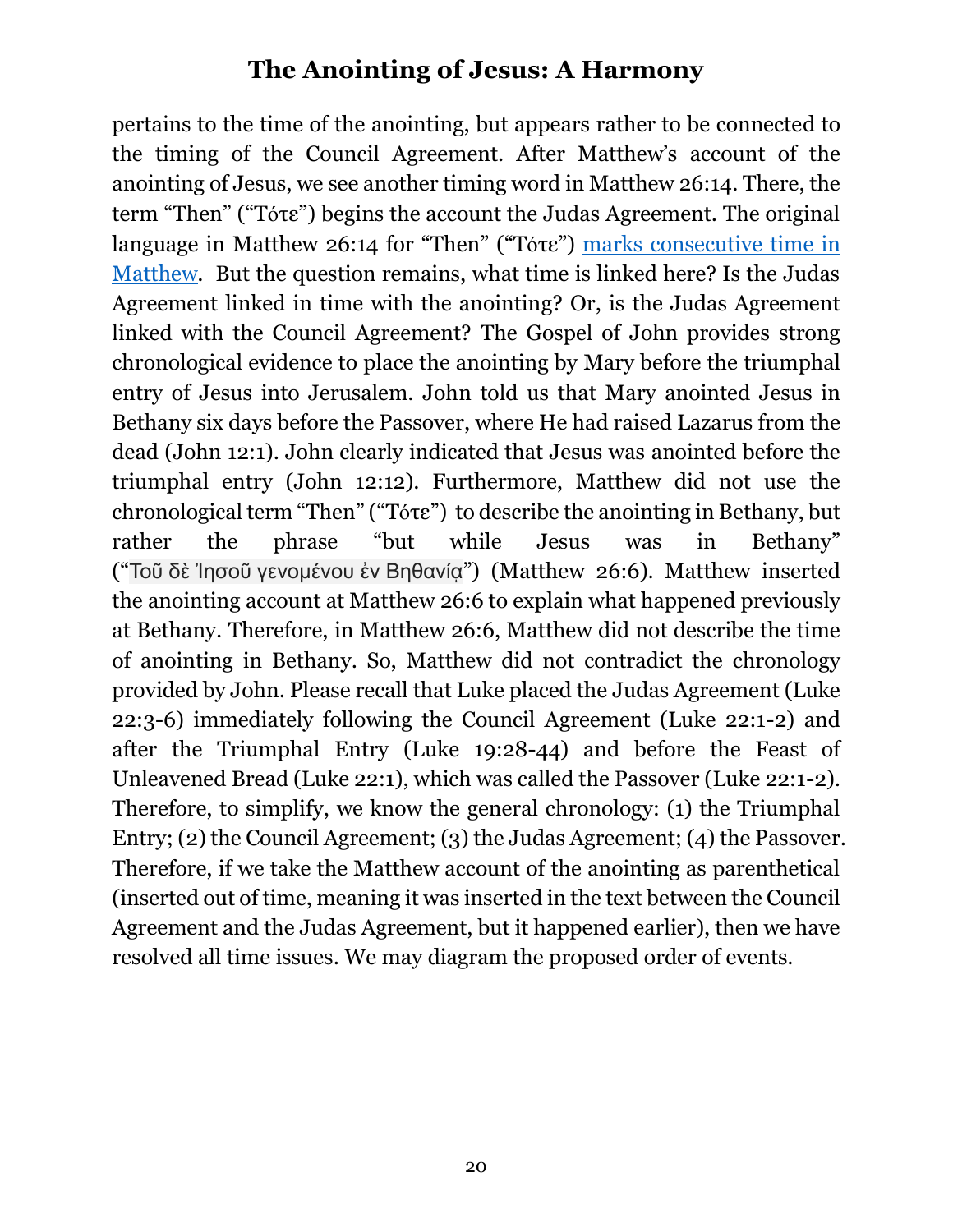pertains to the time of the anointing, but appears rather to be connected to the timing of the Council Agreement. After Matthew's account of the anointing of Jesus, we see another timing word in Matthew 26:14. There, the term "Then" ("Τότε") begins the account the Judas Agreement. The original language in Matthew 26:14 for "Then" ("Τότε") marks consecutive time in Matthew. But the question remains, what time is linked here? Is the Judas Agreement linked in time with the anointing? Or, is the Judas Agreement linked with the Council Agreement? The Gospel of John provides strong chronological evidence to place the anointing by Mary before the triumphal entry of Jesus into Jerusalem. John told us that Mary anointed Jesus in Bethany six days before the Passover, where He had raised Lazarus from the dead (John 12:1). John clearly indicated that Jesus was anointed before the triumphal entry (John 12:12). Furthermore, Matthew did not use the chronological term "Then" ("Τότε") to describe the anointing in Bethany, but rather the phrase "but while Jesus was in Bethany" ("Τοῦ δὲ Ἰησοῦ γενομένου ἐν Βηθανίᾳ") (Matthew 26:6). Matthew inserted the anointing account at Matthew 26:6 to explain what happened previously at Bethany. Therefore, in Matthew 26:6, Matthew did not describe the time of anointing in Bethany. So, Matthew did not contradict the chronology provided by John. Please recall that Luke placed the Judas Agreement (Luke 22:3-6) immediately following the Council Agreement (Luke 22:1-2) and after the Triumphal Entry (Luke 19:28-44) and before the Feast of Unleavened Bread (Luke 22:1), which was called the Passover (Luke 22:1-2). Therefore, to simplify, we know the general chronology: (1) the Triumphal Entry; (2) the Council Agreement; (3) the Judas Agreement; (4) the Passover. Therefore, if we take the Matthew account of the anointing as parenthetical (inserted out of time, meaning it was inserted in the text between the Council Agreement and the Judas Agreement, but it happened earlier), then we have resolved all time issues. We may diagram the proposed order of events.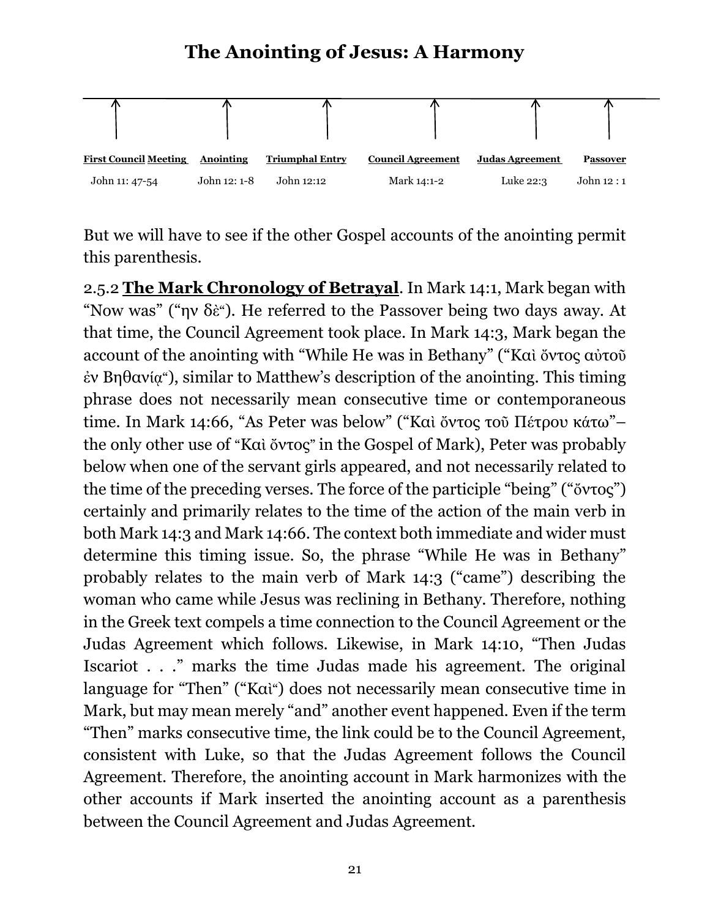## The Anointing of Jesus: A Harmony

| **First Council Meeting** | **Anointing** | **Triumphal Entry** | **Council Agreement** | **Judas Agreement** | **Passover** |
|---|---|---|---|---|---|
| John 11: 47-54 | John 12: 1-8 | John 12:12 | Mark 14:1-2 | Luke 22:3 | John 12 : 1 |

But we will have to see if the other Gospel accounts of the anointing permit this parenthesis.

2.5.2 **The Mark Chronology of Betrayal**. In Mark 14:1, Mark began with "Now was" ("ην δὲ"). He referred to the Passover being two days away. At that time, the Council Agreement took place. In Mark 14:3, Mark began the account of the anointing with "While He was in Bethany" ("Καὶ ὄντος αὐτοῦ ἐν Βηθανίᾳ"), similar to Matthew's description of the anointing. This timing phrase does not necessarily mean consecutive time or contemporaneous time. In Mark 14:66, "As Peter was below" ("Καὶ ὄντος τοῦ Πέτρου κάτω"– the only other use of "Καὶ ὄντος" in the Gospel of Mark), Peter was probably below when one of the servant girls appeared, and not necessarily related to the time of the preceding verses. The force of the participle "being" ("ὄντος") certainly and primarily relates to the time of the action of the main verb in both Mark 14:3 and Mark 14:66. The context both immediate and wider must determine this timing issue. So, the phrase "While He was in Bethany" probably relates to the main verb of Mark 14:3 ("came") describing the woman who came while Jesus was reclining in Bethany. Therefore, nothing in the Greek text compels a time connection to the Council Agreement or the Judas Agreement which follows. Likewise, in Mark 14:10, "Then Judas Iscariot . . ." marks the time Judas made his agreement. The original language for "Then" ("Καὶ") does not necessarily mean consecutive time in Mark, but may mean merely "and" another event happened. Even if the term "Then" marks consecutive time, the link could be to the Council Agreement, consistent with Luke, so that the Judas Agreement follows the Council Agreement. Therefore, the anointing account in Mark harmonizes with the other accounts if Mark inserted the anointing account as a parenthesis between the Council Agreement and Judas Agreement.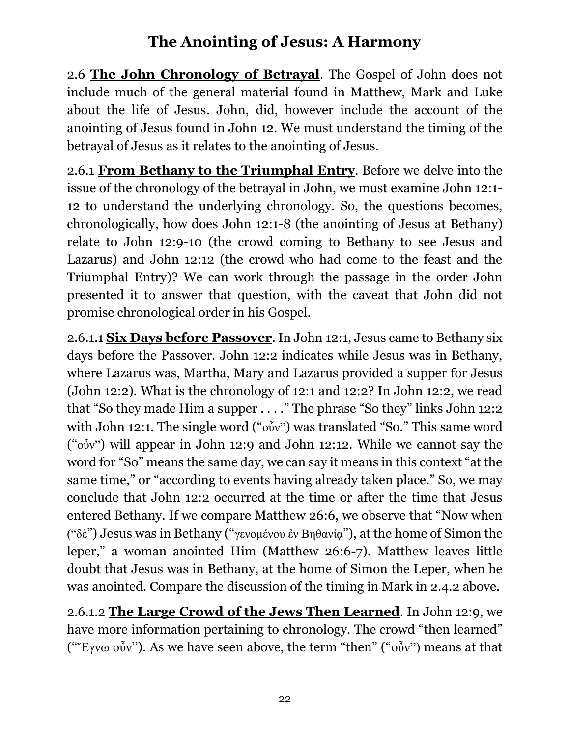# The Anointing of Jesus: A Harmony

2.6 **<u>The John Chronology of Betrayal</u>**. The Gospel of John does not include much of the general material found in Matthew, Mark and Luke about the life of Jesus. John, did, however include the account of the anointing of Jesus found in John 12. We must understand the timing of the betrayal of Jesus as it relates to the anointing of Jesus.

2.6.1 **<u>From Bethany to the Triumphal Entry</u>**. Before we delve into the issue of the chronology of the betrayal in John, we must examine John 12:1-12 to understand the underlying chronology. So, the questions becomes, chronologically, how does John 12:1-8 (the anointing of Jesus at Bethany) relate to John 12:9-10 (the crowd coming to Bethany to see Jesus and Lazarus) and John 12:12 (the crowd who had come to the feast and the Triumphal Entry)? We can work through the passage in the order John presented it to answer that question, with the caveat that John did not promise chronological order in his Gospel.

2.6.1.1 **<u>Six Days before Passover</u>**. In John 12:1, Jesus came to Bethany six days before the Passover. John 12:2 indicates while Jesus was in Bethany, where Lazarus was, Martha, Mary and Lazarus provided a supper for Jesus (John 12:2). What is the chronology of 12:1 and 12:2? In John 12:2, we read that "So they made Him a supper . . . ." The phrase "So they" links John 12:2 with John 12:1. The single word ("οὖν") was translated "So." This same word ("οὖν") will appear in John 12:9 and John 12:12. While we cannot say the word for "So" means the same day, we can say it means in this context "at the same time," or "according to events having already taken place." So, we may conclude that John 12:2 occurred at the time or after the time that Jesus entered Bethany. If we compare Matthew 26:6, we observe that "Now when ("δὲ") Jesus was in Bethany ("γενομένου ἐν Βηθανίᾳ"), at the home of Simon the leper," a woman anointed Him (Matthew 26:6-7). Matthew leaves little doubt that Jesus was in Bethany, at the home of Simon the Leper, when he was anointed. Compare the discussion of the timing in Mark in 2.4.2 above.

2.6.1.2 **<u>The Large Crowd of the Jews Then Learned</u>**. In John 12:9, we have more information pertaining to chronology. The crowd "then learned" ("Ἔγνω οὖν"). As we have seen above, the term "then" ("οὖν") means at that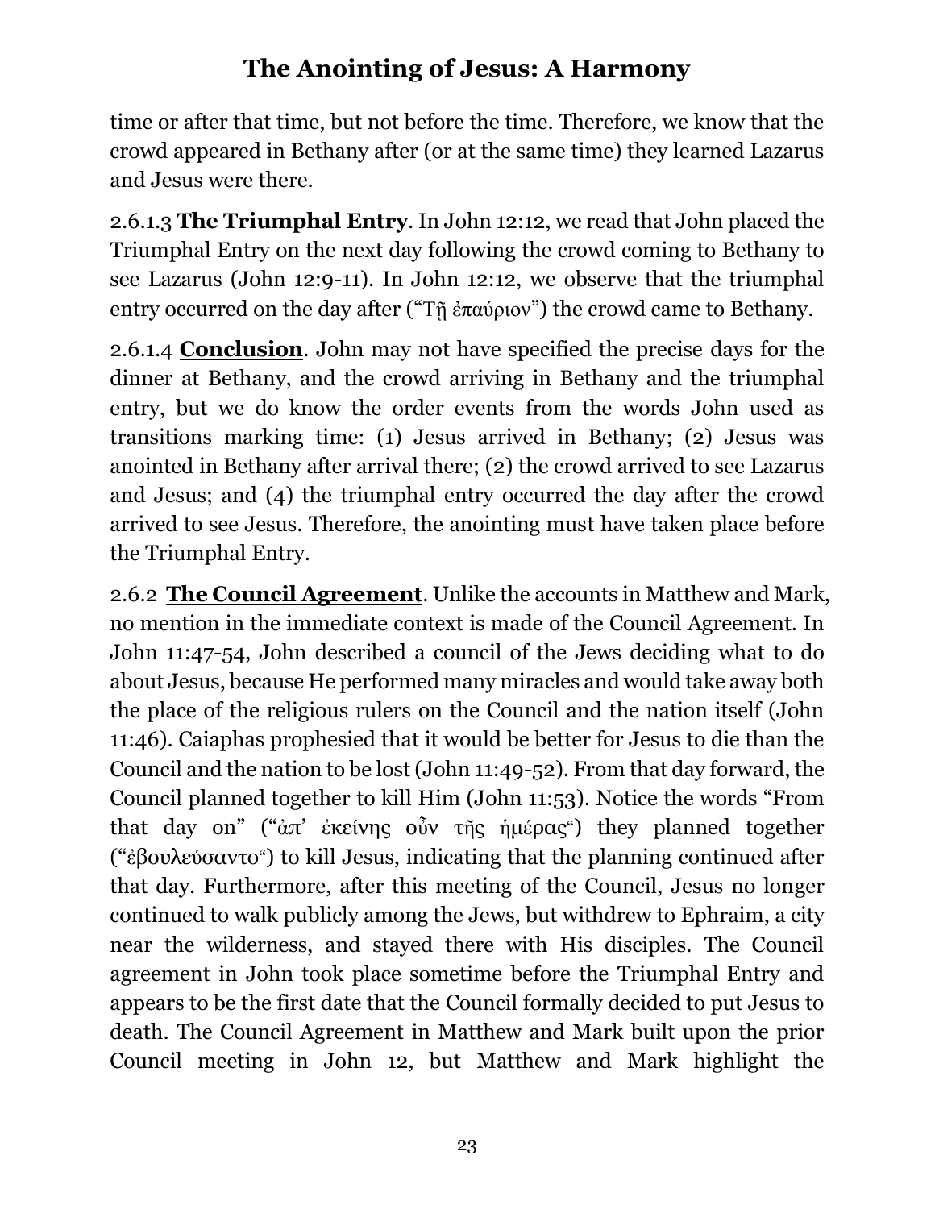time or after that time, but not before the time. Therefore, we know that the crowd appeared in Bethany after (or at the same time) they learned Lazarus and Jesus were there.

2.6.1.3 **<u>The Triumphal Entry</u>**. In John 12:12, we read that John placed the Triumphal Entry on the next day following the crowd coming to Bethany to see Lazarus (John 12:9-11). In John 12:12, we observe that the triumphal entry occurred on the day after ("Τῇ ἐπαύριον") the crowd came to Bethany.

2.6.1.4 **<u>Conclusion</u>**. John may not have specified the precise days for the dinner at Bethany, and the crowd arriving in Bethany and the triumphal entry, but we do know the order events from the words John used as transitions marking time: (1) Jesus arrived in Bethany; (2) Jesus was anointed in Bethany after arrival there; (2) the crowd arrived to see Lazarus and Jesus; and (4) the triumphal entry occurred the day after the crowd arrived to see Jesus. Therefore, the anointing must have taken place before the Triumphal Entry.

2.6.2 **<u>The Council Agreement</u>**. Unlike the accounts in Matthew and Mark, no mention in the immediate context is made of the Council Agreement. In John 11:47-54, John described a council of the Jews deciding what to do about Jesus, because He performed many miracles and would take away both the place of the religious rulers on the Council and the nation itself (John 11:46). Caiaphas prophesied that it would be better for Jesus to die than the Council and the nation to be lost (John 11:49-52). From that day forward, the Council planned together to kill Him (John 11:53). Notice the words "From that day on" ("ἀπ᾽ ἐκείνης οὖν τῆς ἡμέρας") they planned together ("ἐβουλεύσαντο") to kill Jesus, indicating that the planning continued after that day. Furthermore, after this meeting of the Council, Jesus no longer continued to walk publicly among the Jews, but withdrew to Ephraim, a city near the wilderness, and stayed there with His disciples. The Council agreement in John took place sometime before the Triumphal Entry and appears to be the first date that the Council formally decided to put Jesus to death. The Council Agreement in Matthew and Mark built upon the prior Council meeting in John 12, but Matthew and Mark highlight the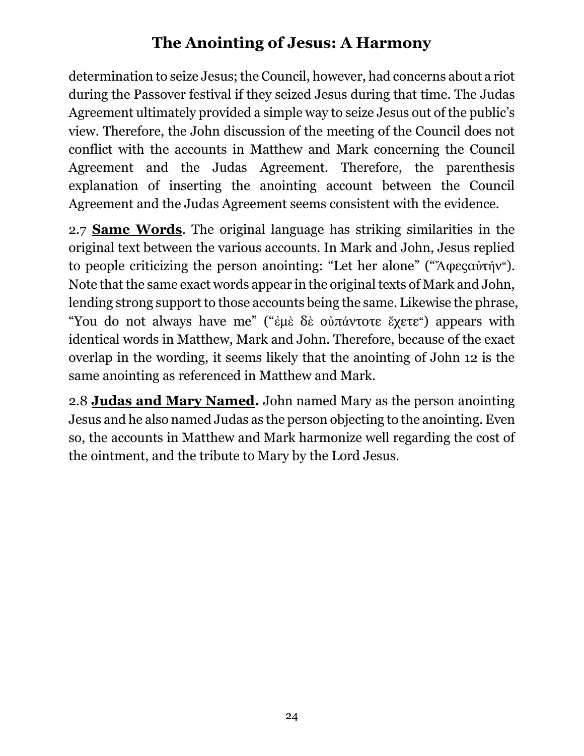determination to seize Jesus; the Council, however, had concerns about a riot during the Passover festival if they seized Jesus during that time. The Judas Agreement ultimately provided a simple way to seize Jesus out of the public's view. Therefore, the John discussion of the meeting of the Council does not conflict with the accounts in Matthew and Mark concerning the Council Agreement and the Judas Agreement. Therefore, the parenthesis explanation of inserting the anointing account between the Council Agreement and the Judas Agreement seems consistent with the evidence.

2.7 **Same Words**. The original language has striking similarities in the original text between the various accounts. In Mark and John, Jesus replied to people criticizing the person anointing: "Let her alone" ("Ἄφεςαὐτήν"). Note that the same exact words appear in the original texts of Mark and John, lending strong support to those accounts being the same. Likewise the phrase, "You do not always have me" ("ἐμὲ δὲ οὐπάντοτε ἔχετε") appears with identical words in Matthew, Mark and John. Therefore, because of the exact overlap in the wording, it seems likely that the anointing of John 12 is the same anointing as referenced in Matthew and Mark.

2.8 **Judas and Mary Named.** John named Mary as the person anointing Jesus and he also named Judas as the person objecting to the anointing. Even so, the accounts in Matthew and Mark harmonize well regarding the cost of the ointment, and the tribute to Mary by the Lord Jesus.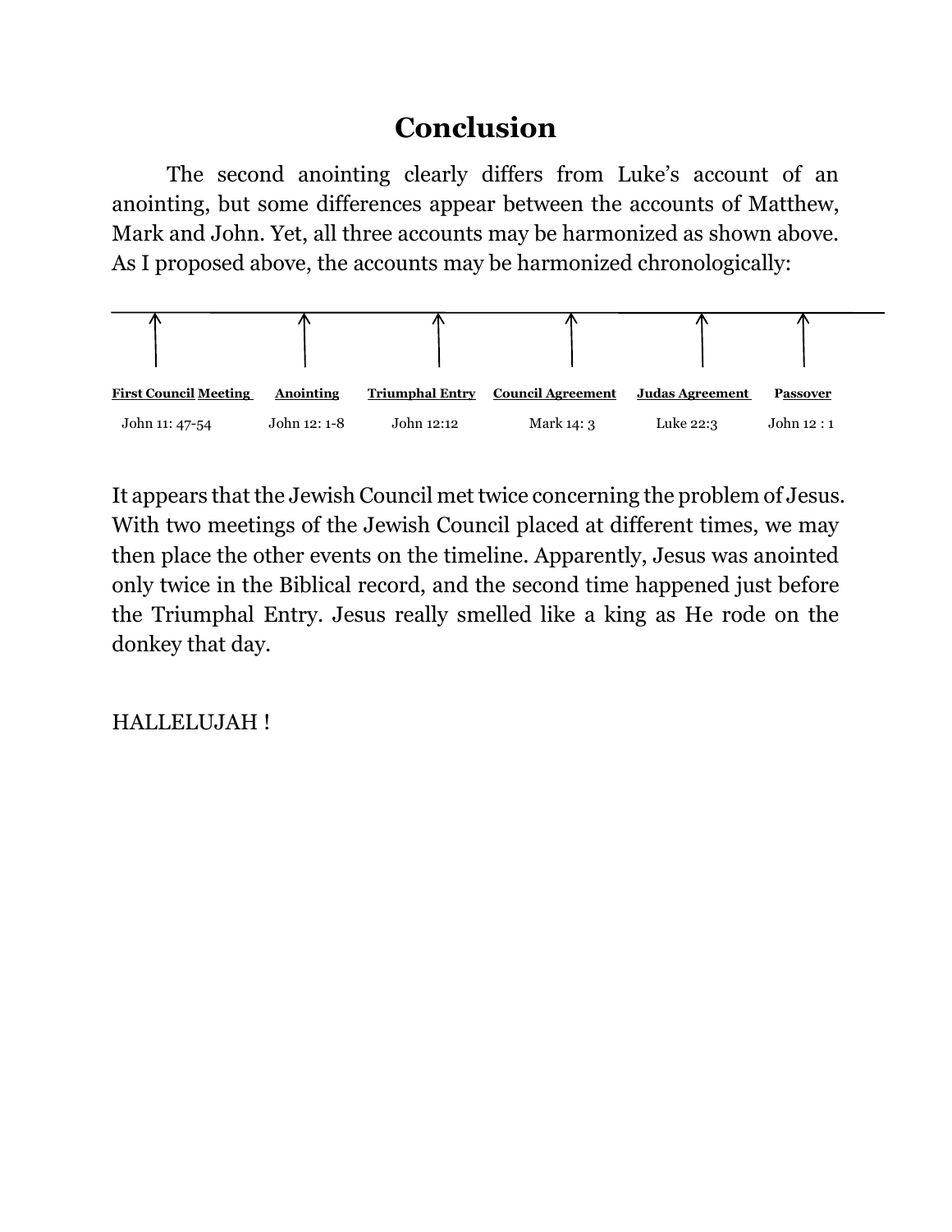# Conclusion

The second anointing clearly differs from Luke's account of an anointing, but some differences appear between the accounts of Matthew, Mark and John. Yet, all three accounts may be harmonized as shown above. As I proposed above, the accounts may be harmonized chronologically:

**First Council Meeting**
John 11: 47-54

**Anointing**
John 12: 1-8

**Triumphal Entry**
John 12:12

**Council Agreement**
Mark 14: 3

**Judas Agreement**
Luke 22:3

**Passover**
John 12 : 1

It appears that the Jewish Council met twice concerning the problem of Jesus. With two meetings of the Jewish Council placed at different times, we may then place the other events on the timeline. Apparently, Jesus was anointed only twice in the Biblical record, and the second time happened just before the Triumphal Entry. Jesus really smelled like a king as He rode on the donkey that day.

HALLELUJAH !